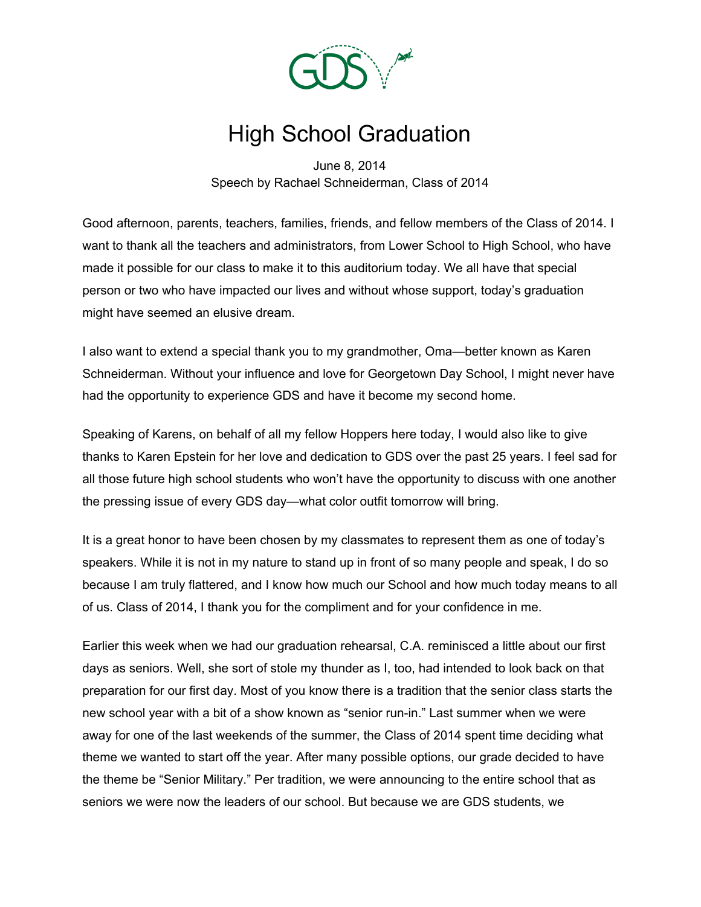# High School Graduation

June 8, 2014
Speech by Rachael Schneiderman, Class of 2014

Good afternoon, parents, teachers, families, friends, and fellow members of the Class of 2014. I want to thank all the teachers and administrators, from Lower School to High School, who have made it possible for our class to make it to this auditorium today. We all have that special person or two who have impacted our lives and without whose support, today's graduation might have seemed an elusive dream.

I also want to extend a special thank you to my grandmother, Oma—better known as Karen Schneiderman. Without your influence and love for Georgetown Day School, I might never have had the opportunity to experience GDS and have it become my second home.

Speaking of Karens, on behalf of all my fellow Hoppers here today, I would also like to give thanks to Karen Epstein for her love and dedication to GDS over the past 25 years. I feel sad for all those future high school students who won't have the opportunity to discuss with one another the pressing issue of every GDS day—what color outfit tomorrow will bring.

It is a great honor to have been chosen by my classmates to represent them as one of today's speakers. While it is not in my nature to stand up in front of so many people and speak, I do so because I am truly flattered, and I know how much our School and how much today means to all of us. Class of 2014, I thank you for the compliment and for your confidence in me.

Earlier this week when we had our graduation rehearsal, C.A. reminisced a little about our first days as seniors. Well, she sort of stole my thunder as I, too, had intended to look back on that preparation for our first day. Most of you know there is a tradition that the senior class starts the new school year with a bit of a show known as "senior run-in." Last summer when we were away for one of the last weekends of the summer, the Class of 2014 spent time deciding what theme we wanted to start off the year. After many possible options, our grade decided to have the theme be "Senior Military." Per tradition, we were announcing to the entire school that as seniors we were now the leaders of our school. But because we are GDS students, we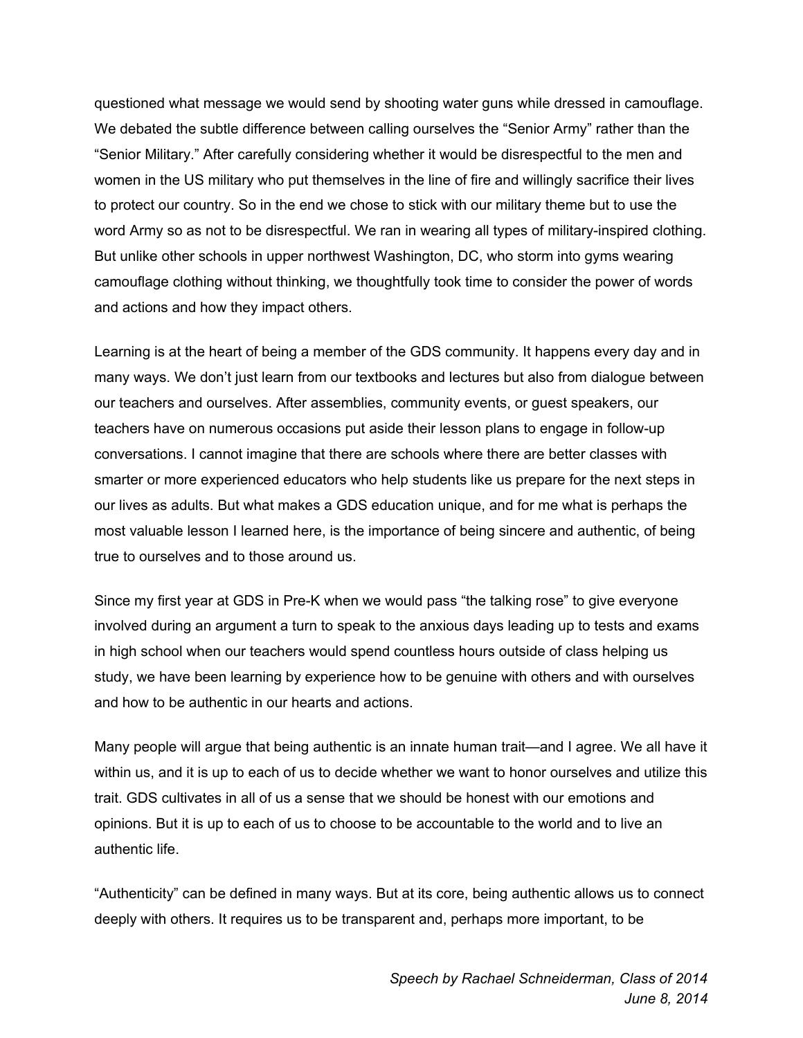questioned what message we would send by shooting water guns while dressed in camouflage. We debated the subtle difference between calling ourselves the "Senior Army" rather than the "Senior Military." After carefully considering whether it would be disrespectful to the men and women in the US military who put themselves in the line of fire and willingly sacrifice their lives to protect our country. So in the end we chose to stick with our military theme but to use the word Army so as not to be disrespectful. We ran in wearing all types of military-inspired clothing. But unlike other schools in upper northwest Washington, DC, who storm into gyms wearing camouflage clothing without thinking, we thoughtfully took time to consider the power of words and actions and how they impact others.

Learning is at the heart of being a member of the GDS community. It happens every day and in many ways. We don't just learn from our textbooks and lectures but also from dialogue between our teachers and ourselves. After assemblies, community events, or guest speakers, our teachers have on numerous occasions put aside their lesson plans to engage in follow-up conversations. I cannot imagine that there are schools where there are better classes with smarter or more experienced educators who help students like us prepare for the next steps in our lives as adults. But what makes a GDS education unique, and for me what is perhaps the most valuable lesson I learned here, is the importance of being sincere and authentic, of being true to ourselves and to those around us.

Since my first year at GDS in Pre-K when we would pass "the talking rose" to give everyone involved during an argument a turn to speak to the anxious days leading up to tests and exams in high school when our teachers would spend countless hours outside of class helping us study, we have been learning by experience how to be genuine with others and with ourselves and how to be authentic in our hearts and actions.

Many people will argue that being authentic is an innate human trait—and I agree. We all have it within us, and it is up to each of us to decide whether we want to honor ourselves and utilize this trait. GDS cultivates in all of us a sense that we should be honest with our emotions and opinions. But it is up to each of us to choose to be accountable to the world and to live an authentic life.

"Authenticity" can be defined in many ways. But at its core, being authentic allows us to connect deeply with others. It requires us to be transparent and, perhaps more important, to be

*Speech by Rachael Schneiderman, Class of 2014*
*June 8, 2014*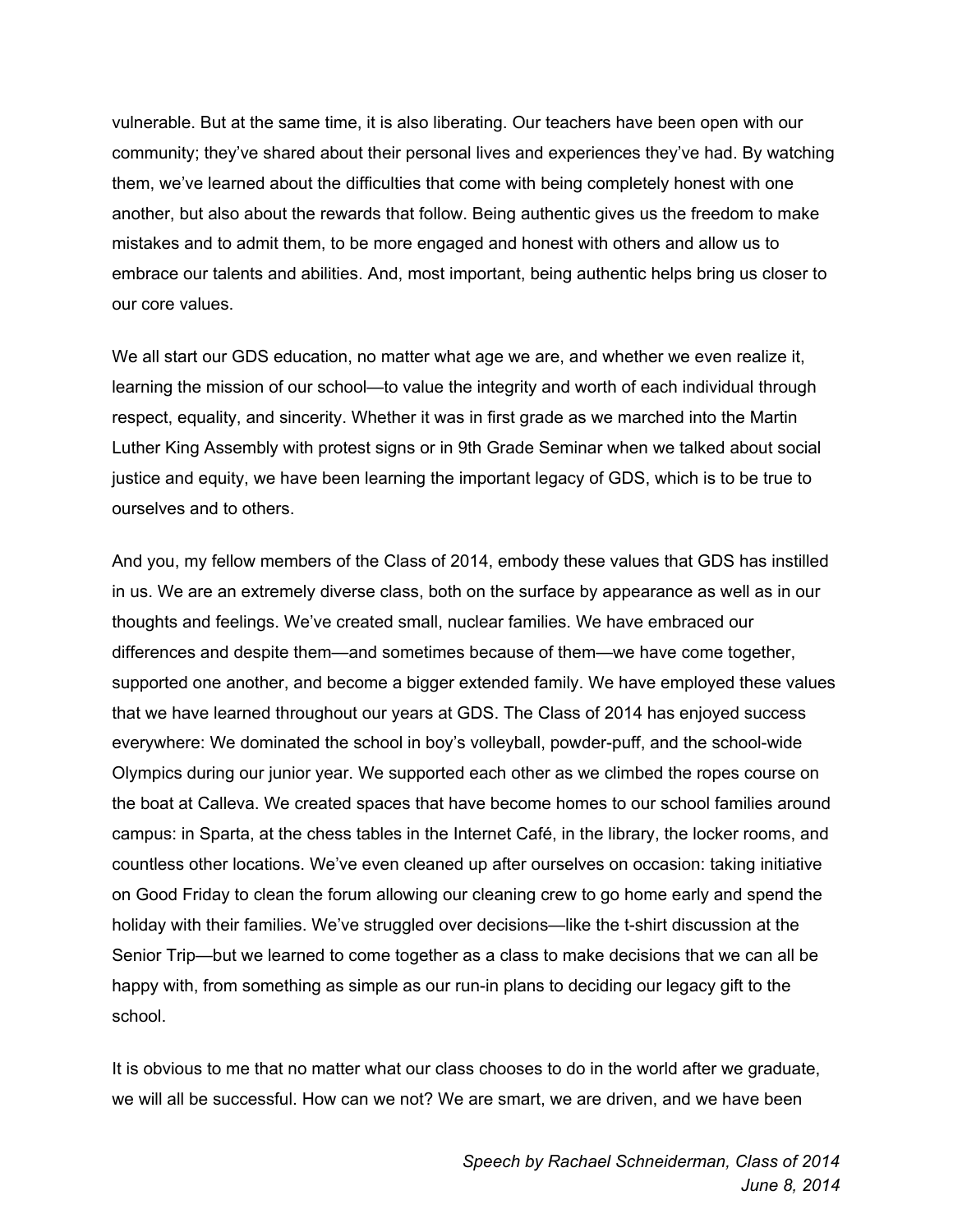vulnerable. But at the same time, it is also liberating. Our teachers have been open with our community; they've shared about their personal lives and experiences they've had. By watching them, we've learned about the difficulties that come with being completely honest with one another, but also about the rewards that follow. Being authentic gives us the freedom to make mistakes and to admit them, to be more engaged and honest with others and allow us to embrace our talents and abilities. And, most important, being authentic helps bring us closer to our core values.

We all start our GDS education, no matter what age we are, and whether we even realize it, learning the mission of our school—to value the integrity and worth of each individual through respect, equality, and sincerity. Whether it was in first grade as we marched into the Martin Luther King Assembly with protest signs or in 9th Grade Seminar when we talked about social justice and equity, we have been learning the important legacy of GDS, which is to be true to ourselves and to others.

And you, my fellow members of the Class of 2014, embody these values that GDS has instilled in us. We are an extremely diverse class, both on the surface by appearance as well as in our thoughts and feelings. We've created small, nuclear families. We have embraced our differences and despite them—and sometimes because of them—we have come together, supported one another, and become a bigger extended family. We have employed these values that we have learned throughout our years at GDS. The Class of 2014 has enjoyed success everywhere: We dominated the school in boy's volleyball, powder-puff, and the school-wide Olympics during our junior year. We supported each other as we climbed the ropes course on the boat at Calleva. We created spaces that have become homes to our school families around campus: in Sparta, at the chess tables in the Internet Café, in the library, the locker rooms, and countless other locations. We've even cleaned up after ourselves on occasion: taking initiative on Good Friday to clean the forum allowing our cleaning crew to go home early and spend the holiday with their families. We've struggled over decisions—like the t-shirt discussion at the Senior Trip—but we learned to come together as a class to make decisions that we can all be happy with, from something as simple as our run-in plans to deciding our legacy gift to the school.

It is obvious to me that no matter what our class chooses to do in the world after we graduate, we will all be successful. How can we not? We are smart, we are driven, and we have been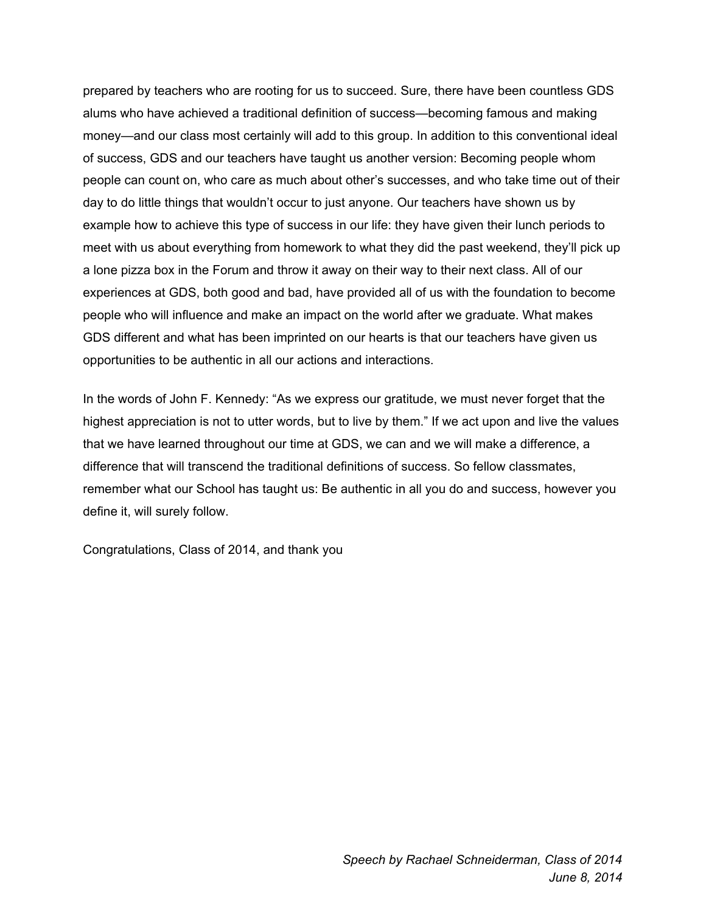prepared by teachers who are rooting for us to succeed. Sure, there have been countless GDS alums who have achieved a traditional definition of success—becoming famous and making money—and our class most certainly will add to this group. In addition to this conventional ideal of success, GDS and our teachers have taught us another version: Becoming people whom people can count on, who care as much about other's successes, and who take time out of their day to do little things that wouldn't occur to just anyone. Our teachers have shown us by example how to achieve this type of success in our life: they have given their lunch periods to meet with us about everything from homework to what they did the past weekend, they'll pick up a lone pizza box in the Forum and throw it away on their way to their next class. All of our experiences at GDS, both good and bad, have provided all of us with the foundation to become people who will influence and make an impact on the world after we graduate. What makes GDS different and what has been imprinted on our hearts is that our teachers have given us opportunities to be authentic in all our actions and interactions.

In the words of John F. Kennedy: "As we express our gratitude, we must never forget that the highest appreciation is not to utter words, but to live by them." If we act upon and live the values that we have learned throughout our time at GDS, we can and we will make a difference, a difference that will transcend the traditional definitions of success. So fellow classmates, remember what our School has taught us: Be authentic in all you do and success, however you define it, will surely follow.

Congratulations, Class of 2014, and thank you

*Speech by Rachael Schneiderman, Class of 2014*
*June 8, 2014*